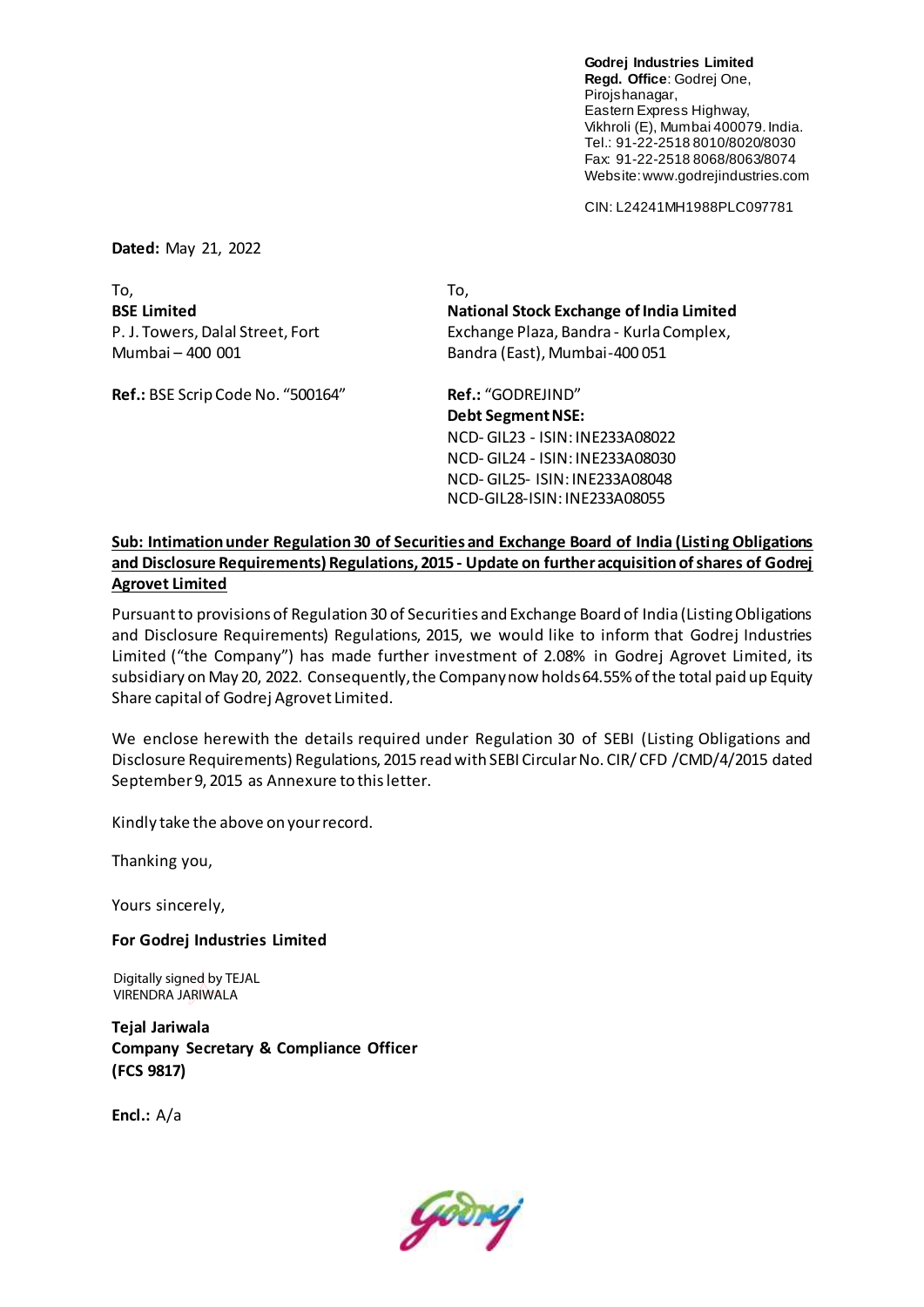**Godrej Industries Limited**
**Regd. Office**: Godrej One,
Pirojshanagar,
Eastern Express Highway,
Vikhroli (E), Mumbai 400079. India.
Tel.: 91-22-2518 8010/8020/8030
Fax: 91-22-2518 8068/8063/8074
Website: www.godrejindustries.com

CIN: L24241MH1988PLC097781

**Dated:** May 21, 2022

To,
**BSE Limited**
P. J. Towers, Dalal Street, Fort
Mumbai – 400 001

**Ref.:** BSE Scrip Code No. "500164"

To,
**National Stock Exchange of India Limited**
Exchange Plaza, Bandra - Kurla Complex,
Bandra (East), Mumbai-400 051

**Ref.:** "GODREJIND"
**Debt Segment NSE:**
NCD- GIL23 - ISIN: INE233A08022
NCD- GIL24 - ISIN: INE233A08030
NCD- GIL25- ISIN: INE233A08048
NCD-GIL28-ISIN: INE233A08055

**Sub: Intimation under Regulation 30 of Securities and Exchange Board of India (Listing Obligations and Disclosure Requirements) Regulations, 2015 - Update on further acquisition of shares of Godrej Agrovet Limited**

Pursuant to provisions of Regulation 30 of Securities and Exchange Board of India (Listing Obligations and Disclosure Requirements) Regulations, 2015, we would like to inform that Godrej Industries Limited ("the Company") has made further investment of 2.08% in Godrej Agrovet Limited, its subsidiary on May 20, 2022. Consequently, the Company now holds 64.55% of the total paid up Equity Share capital of Godrej Agrovet Limited.

We enclose herewith the details required under Regulation 30 of SEBI (Listing Obligations and Disclosure Requirements) Regulations, 2015 read with SEBI Circular No. CIR/ CFD /CMD/4/2015 dated September 9, 2015 as Annexure to this letter.

Kindly take the above on your record.

Thanking you,

Yours sincerely,

**For Godrej Industries Limited**

Digitally signed by TEJAL VIRENDRA JARIWALA

**Tejal Jariwala**
**Company Secretary & Compliance Officer**
**(FCS 9817)**

**Encl.:** A/a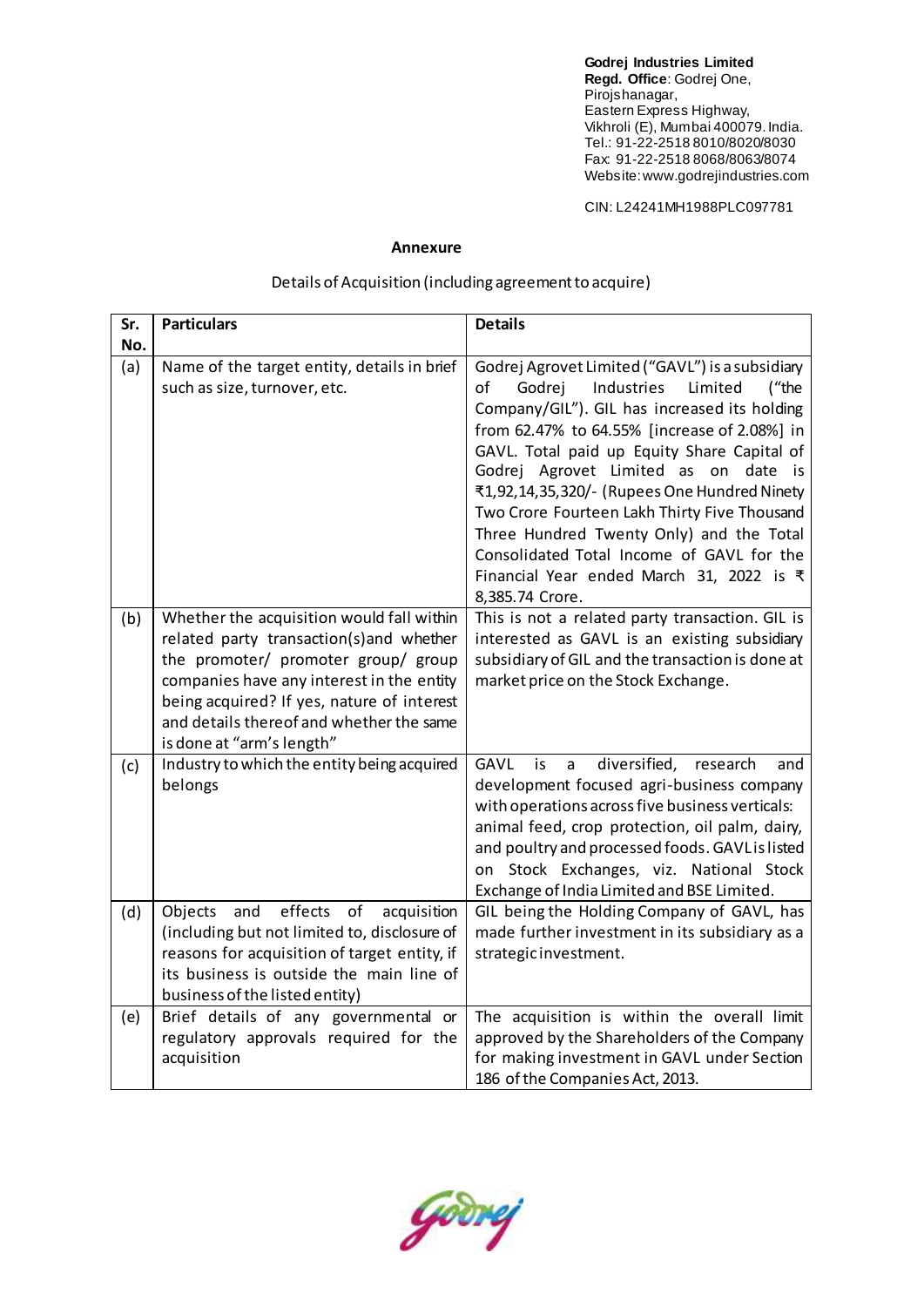**Godrej Industries Limited**
**Regd. Office**: Godrej One,
Pirojshanagar,
Eastern Express Highway,
Vikhroli (E), Mumbai 400079. India.
Tel.: 91-22-2518 8010/8020/8030
Fax: 91-22-2518 8068/8063/8074
Website: www.godrejindustries.com

CIN: L24241MH1988PLC097781

## Annexure

Details of Acquisition (including agreement to acquire)

| Sr. No. | Particulars | Details |
|---|---|---|
| (a) | Name of the target entity, details in brief such as size, turnover, etc. | Godrej Agrovet Limited ("GAVL") is a subsidiary of Godrej Industries Limited ("the Company/GIL"). GIL has increased its holding from 62.47% to 64.55% [increase of 2.08%] in GAVL. Total paid up Equity Share Capital of Godrej Agrovet Limited as on date is ₹1,92,14,35,320/- (Rupees One Hundred Ninety Two Crore Fourteen Lakh Thirty Five Thousand Three Hundred Twenty Only) and the Total Consolidated Total Income of GAVL for the Financial Year ended March 31, 2022 is ₹ 8,385.74 Crore. |
| (b) | Whether the acquisition would fall within related party transaction(s)and whether the promoter/ promoter group/ group companies have any interest in the entity being acquired? If yes, nature of interest and details thereof and whether the same is done at "arm's length" | This is not a related party transaction. GIL is interested as GAVL is an existing subsidiary subsidiary of GIL and the transaction is done at market price on the Stock Exchange. |
| (c) | Industry to which the entity being acquired belongs | GAVL is a diversified, research and development focused agri-business company with operations across five business verticals: animal feed, crop protection, oil palm, dairy, and poultry and processed foods. GAVL is listed on Stock Exchanges, viz. National Stock Exchange of India Limited and BSE Limited. |
| (d) | Objects and effects of acquisition (including but not limited to, disclosure of reasons for acquisition of target entity, if its business is outside the main line of business of the listed entity) | GIL being the Holding Company of GAVL, has made further investment in its subsidiary as a strategic investment. |
| (e) | Brief details of any governmental or regulatory approvals required for the acquisition | The acquisition is within the overall limit approved by the Shareholders of the Company for making investment in GAVL under Section 186 of the Companies Act, 2013. |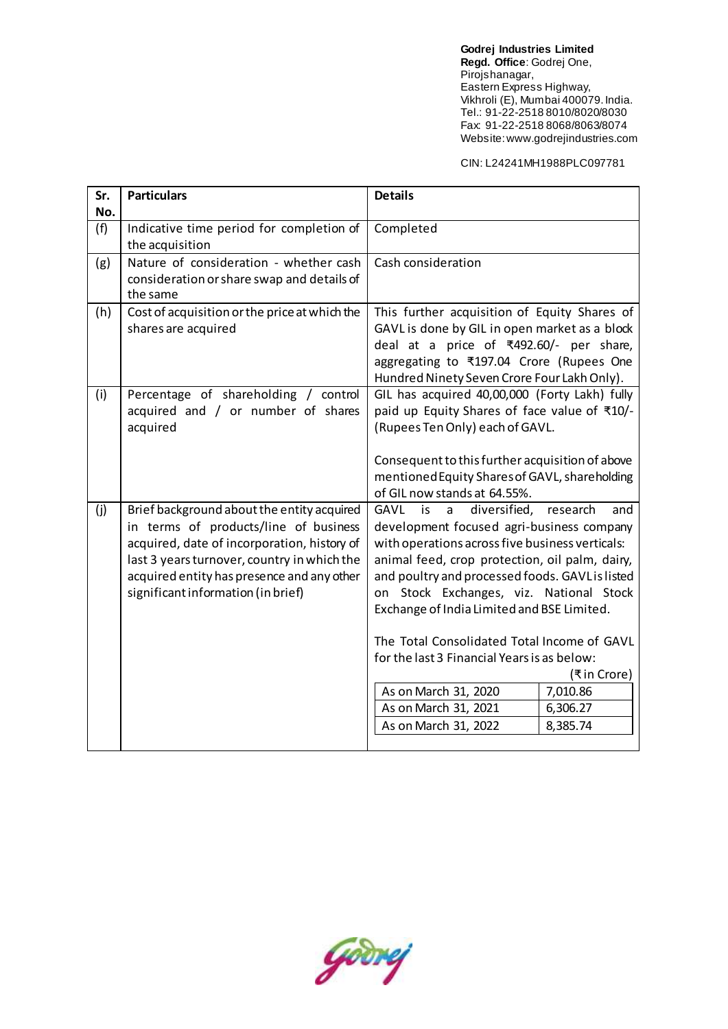**Godrej Industries Limited**
**Regd. Office**: Godrej One,
Pirojshanagar,
Eastern Express Highway,
Vikhroli (E), Mumbai 400079. India.
Tel.: 91-22-2518 8010/8020/8030
Fax: 91-22-2518 8068/8063/8074
Website: www.godrejindustries.com

CIN: L24241MH1988PLC097781

| Sr. No. | Particulars | Details |
|---|---|---|
| (f) | Indicative time period for completion of the acquisition | Completed |
| (g) | Nature of consideration - whether cash consideration or share swap and details of the same | Cash consideration |
| (h) | Cost of acquisition or the price at which the shares are acquired | This further acquisition of Equity Shares of GAVL is done by GIL in open market as a block deal at a price of ₹492.60/- per share, aggregating to ₹197.04 Crore (Rupees One Hundred Ninety Seven Crore Four Lakh Only). |
| (i) | Percentage of shareholding / control acquired and / or number of shares acquired | GIL has acquired 40,00,000 (Forty Lakh) fully paid up Equity Shares of face value of ₹10/- (Rupees Ten Only) each of GAVL.<br><br>Consequent to this further acquisition of above mentioned Equity Shares of GAVL, shareholding of GIL now stands at 64.55%. |
| (j) | Brief background about the entity acquired in terms of products/line of business acquired, date of incorporation, history of last 3 years turnover, country in which the acquired entity has presence and any other significant information (in brief) | GAVL is a diversified, research and development focused agri-business company with operations across five business verticals: animal feed, crop protection, oil palm, dairy, and poultry and processed foods. GAVL is listed on Stock Exchanges, viz. National Stock Exchange of India Limited and BSE Limited.<br><br>The Total Consolidated Total Income of GAVL for the last 3 Financial Years is as below:<br>(₹ in Crore)<br>As on March 31, 2020: 7,010.86<br>As on March 31, 2021: 6,306.27<br>As on March 31, 2022: 8,385.74 |